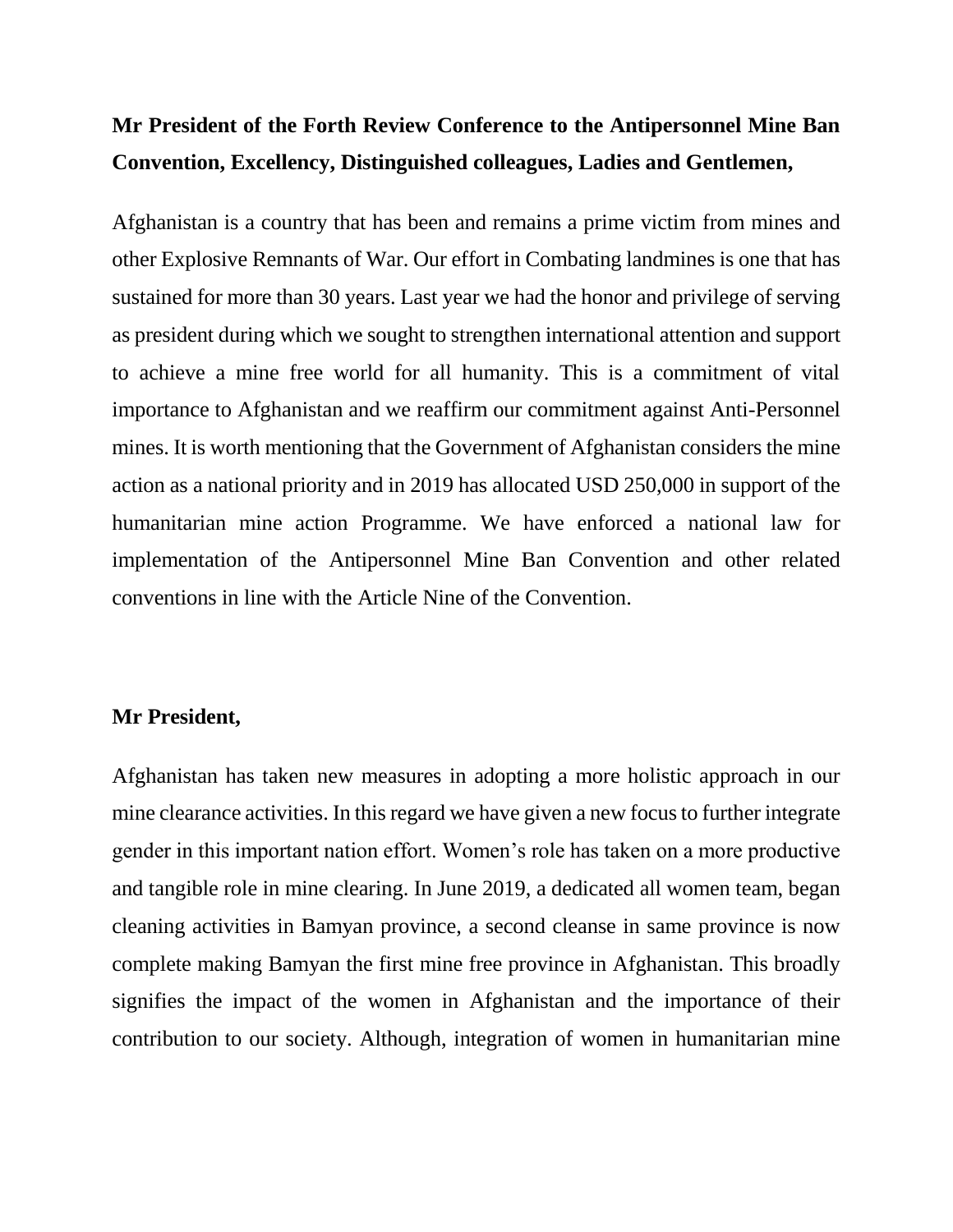**Mr President of the Forth Review Conference to the Antipersonnel Mine Ban Convention, Excellency, Distinguished colleagues, Ladies and Gentlemen,**

Afghanistan is a country that has been and remains a prime victim from mines and other Explosive Remnants of War. Our effort in Combating landmines is one that has sustained for more than 30 years. Last year we had the honor and privilege of serving as president during which we sought to strengthen international attention and support to achieve a mine free world for all humanity. This is a commitment of vital importance to Afghanistan and we reaffirm our commitment against Anti-Personnel mines. It is worth mentioning that the Government of Afghanistan considers the mine action as a national priority and in 2019 has allocated USD 250,000 in support of the humanitarian mine action Programme. We have enforced a national law for implementation of the Antipersonnel Mine Ban Convention and other related conventions in line with the Article Nine of the Convention.

**Mr President,**

Afghanistan has taken new measures in adopting a more holistic approach in our mine clearance activities. In this regard we have given a new focus to further integrate gender in this important nation effort. Women's role has taken on a more productive and tangible role in mine clearing. In June 2019, a dedicated all women team, began cleaning activities in Bamyan province, a second cleanse in same province is now complete making Bamyan the first mine free province in Afghanistan. This broadly signifies the impact of the women in Afghanistan and the importance of their contribution to our society. Although, integration of women in humanitarian mine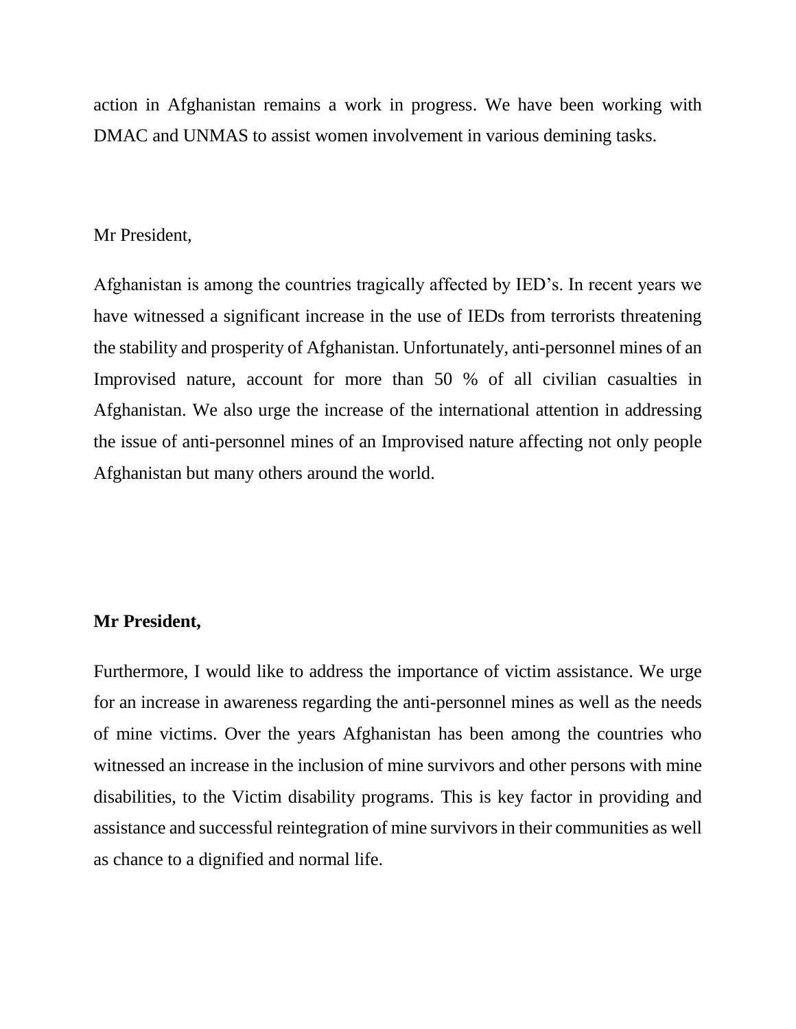action in Afghanistan remains a work in progress. We have been working with DMAC and UNMAS to assist women involvement in various demining tasks.

Mr President,

Afghanistan is among the countries tragically affected by IED's. In recent years we have witnessed a significant increase in the use of IEDs from terrorists threatening the stability and prosperity of Afghanistan. Unfortunately, anti-personnel mines of an Improvised nature, account for more than 50 % of all civilian casualties in Afghanistan. We also urge the increase of the international attention in addressing the issue of anti-personnel mines of an Improvised nature affecting not only people Afghanistan but many others around the world.

**Mr President,**

Furthermore, I would like to address the importance of victim assistance. We urge for an increase in awareness regarding the anti-personnel mines as well as the needs of mine victims. Over the years Afghanistan has been among the countries who witnessed an increase in the inclusion of mine survivors and other persons with mine disabilities, to the Victim disability programs. This is key factor in providing and assistance and successful reintegration of mine survivors in their communities as well as chance to a dignified and normal life.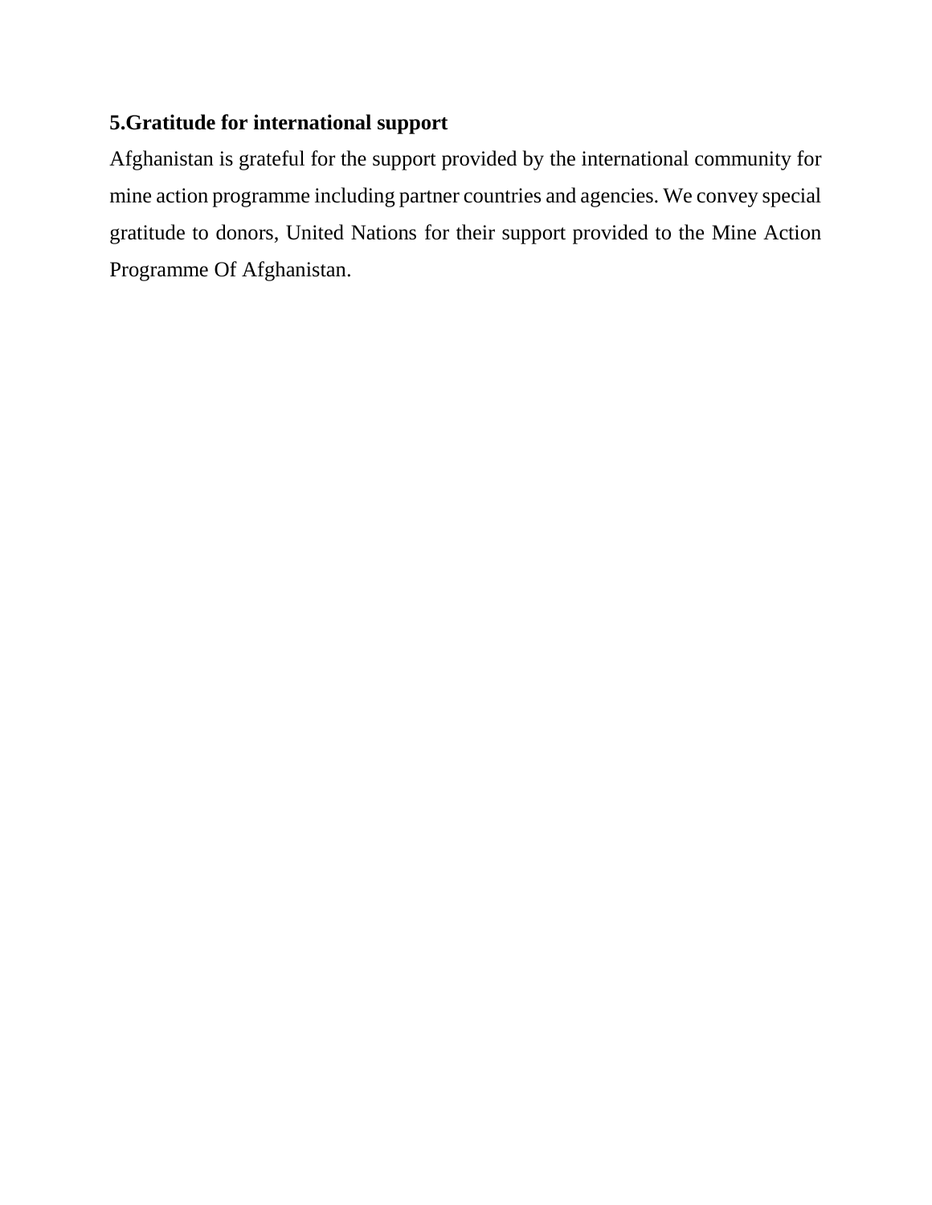**5.Gratitude for international support**

Afghanistan is grateful for the support provided by the international community for mine action programme including partner countries and agencies. We convey special gratitude to donors, United Nations for their support provided to the Mine Action Programme Of Afghanistan.